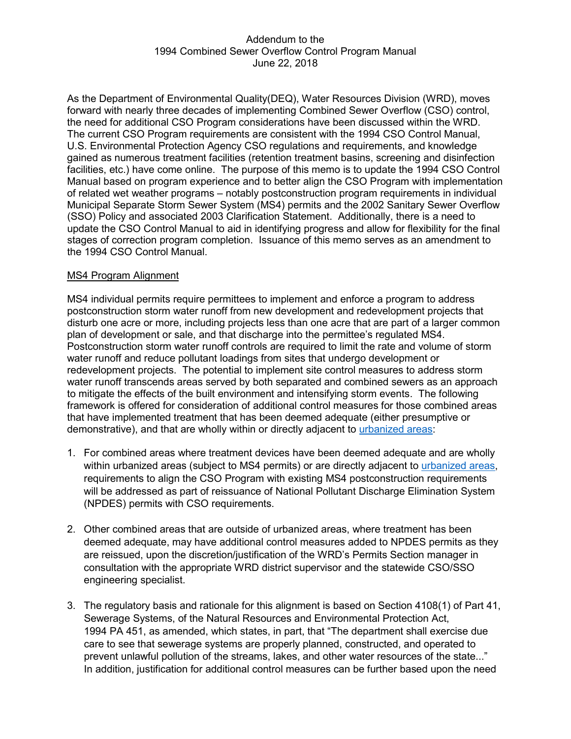Addendum to the
1994 Combined Sewer Overflow Control Program Manual
June 22, 2018

As the Department of Environmental Quality(DEQ), Water Resources Division (WRD), moves forward with nearly three decades of implementing Combined Sewer Overflow (CSO) control, the need for additional CSO Program considerations have been discussed within the WRD. The current CSO Program requirements are consistent with the 1994 CSO Control Manual, U.S. Environmental Protection Agency CSO regulations and requirements, and knowledge gained as numerous treatment facilities (retention treatment basins, screening and disinfection facilities, etc.) have come online. The purpose of this memo is to update the 1994 CSO Control Manual based on program experience and to better align the CSO Program with implementation of related wet weather programs – notably postconstruction program requirements in individual Municipal Separate Storm Sewer System (MS4) permits and the 2002 Sanitary Sewer Overflow (SSO) Policy and associated 2003 Clarification Statement. Additionally, there is a need to update the CSO Control Manual to aid in identifying progress and allow for flexibility for the final stages of correction program completion. Issuance of this memo serves as an amendment to the 1994 CSO Control Manual.

## MS4 Program Alignment

MS4 individual permits require permittees to implement and enforce a program to address postconstruction storm water runoff from new development and redevelopment projects that disturb one acre or more, including projects less than one acre that are part of a larger common plan of development or sale, and that discharge into the permittee's regulated MS4. Postconstruction storm water runoff controls are required to limit the rate and volume of storm water runoff and reduce pollutant loadings from sites that undergo development or redevelopment projects. The potential to implement site control measures to address storm water runoff transcends areas served by both separated and combined sewers as an approach to mitigate the effects of the built environment and intensifying storm events. The following framework is offered for consideration of additional control measures for those combined areas that have implemented treatment that has been deemed adequate (either presumptive or demonstrative), and that are wholly within or directly adjacent to urbanized areas:

1. For combined areas where treatment devices have been deemed adequate and are wholly within urbanized areas (subject to MS4 permits) or are directly adjacent to urbanized areas, requirements to align the CSO Program with existing MS4 postconstruction requirements will be addressed as part of reissuance of National Pollutant Discharge Elimination System (NPDES) permits with CSO requirements.

2. Other combined areas that are outside of urbanized areas, where treatment has been deemed adequate, may have additional control measures added to NPDES permits as they are reissued, upon the discretion/justification of the WRD's Permits Section manager in consultation with the appropriate WRD district supervisor and the statewide CSO/SSO engineering specialist.

3. The regulatory basis and rationale for this alignment is based on Section 4108(1) of Part 41, Sewerage Systems, of the Natural Resources and Environmental Protection Act, 1994 PA 451, as amended, which states, in part, that "The department shall exercise due care to see that sewerage systems are properly planned, constructed, and operated to prevent unlawful pollution of the streams, lakes, and other water resources of the state..." In addition, justification for additional control measures can be further based upon the need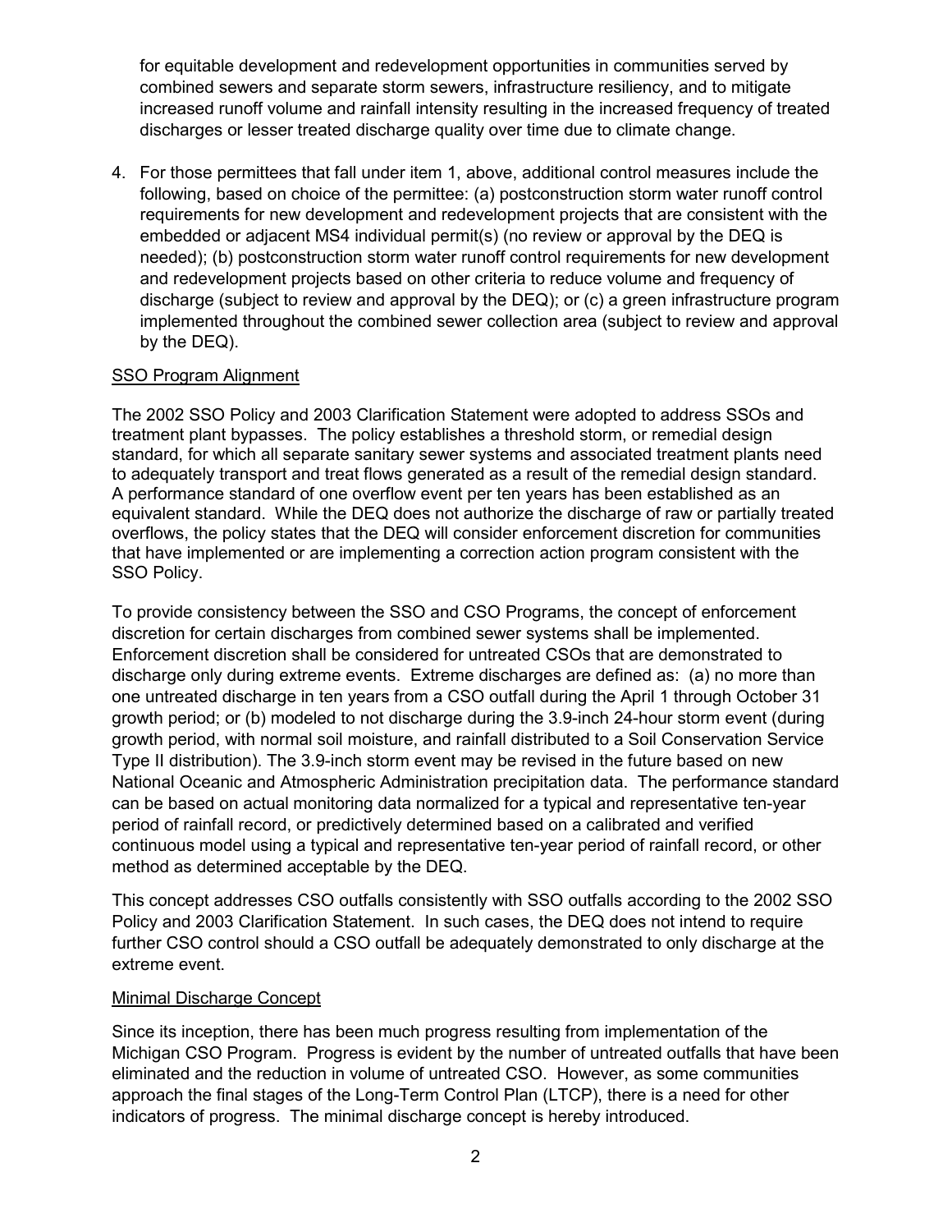for equitable development and redevelopment opportunities in communities served by combined sewers and separate storm sewers, infrastructure resiliency, and to mitigate increased runoff volume and rainfall intensity resulting in the increased frequency of treated discharges or lesser treated discharge quality over time due to climate change.

4. For those permittees that fall under item 1, above, additional control measures include the following, based on choice of the permittee: (a) postconstruction storm water runoff control requirements for new development and redevelopment projects that are consistent with the embedded or adjacent MS4 individual permit(s) (no review or approval by the DEQ is needed); (b) postconstruction storm water runoff control requirements for new development and redevelopment projects based on other criteria to reduce volume and frequency of discharge (subject to review and approval by the DEQ); or (c) a green infrastructure program implemented throughout the combined sewer collection area (subject to review and approval by the DEQ).

## SSO Program Alignment

The 2002 SSO Policy and 2003 Clarification Statement were adopted to address SSOs and treatment plant bypasses. The policy establishes a threshold storm, or remedial design standard, for which all separate sanitary sewer systems and associated treatment plants need to adequately transport and treat flows generated as a result of the remedial design standard. A performance standard of one overflow event per ten years has been established as an equivalent standard. While the DEQ does not authorize the discharge of raw or partially treated overflows, the policy states that the DEQ will consider enforcement discretion for communities that have implemented or are implementing a correction action program consistent with the SSO Policy.

To provide consistency between the SSO and CSO Programs, the concept of enforcement discretion for certain discharges from combined sewer systems shall be implemented. Enforcement discretion shall be considered for untreated CSOs that are demonstrated to discharge only during extreme events. Extreme discharges are defined as: (a) no more than one untreated discharge in ten years from a CSO outfall during the April 1 through October 31 growth period; or (b) modeled to not discharge during the 3.9-inch 24-hour storm event (during growth period, with normal soil moisture, and rainfall distributed to a Soil Conservation Service Type II distribution). The 3.9-inch storm event may be revised in the future based on new National Oceanic and Atmospheric Administration precipitation data. The performance standard can be based on actual monitoring data normalized for a typical and representative ten-year period of rainfall record, or predictively determined based on a calibrated and verified continuous model using a typical and representative ten-year period of rainfall record, or other method as determined acceptable by the DEQ.

This concept addresses CSO outfalls consistently with SSO outfalls according to the 2002 SSO Policy and 2003 Clarification Statement. In such cases, the DEQ does not intend to require further CSO control should a CSO outfall be adequately demonstrated to only discharge at the extreme event.

## Minimal Discharge Concept

Since its inception, there has been much progress resulting from implementation of the Michigan CSO Program. Progress is evident by the number of untreated outfalls that have been eliminated and the reduction in volume of untreated CSO. However, as some communities approach the final stages of the Long-Term Control Plan (LTCP), there is a need for other indicators of progress. The minimal discharge concept is hereby introduced.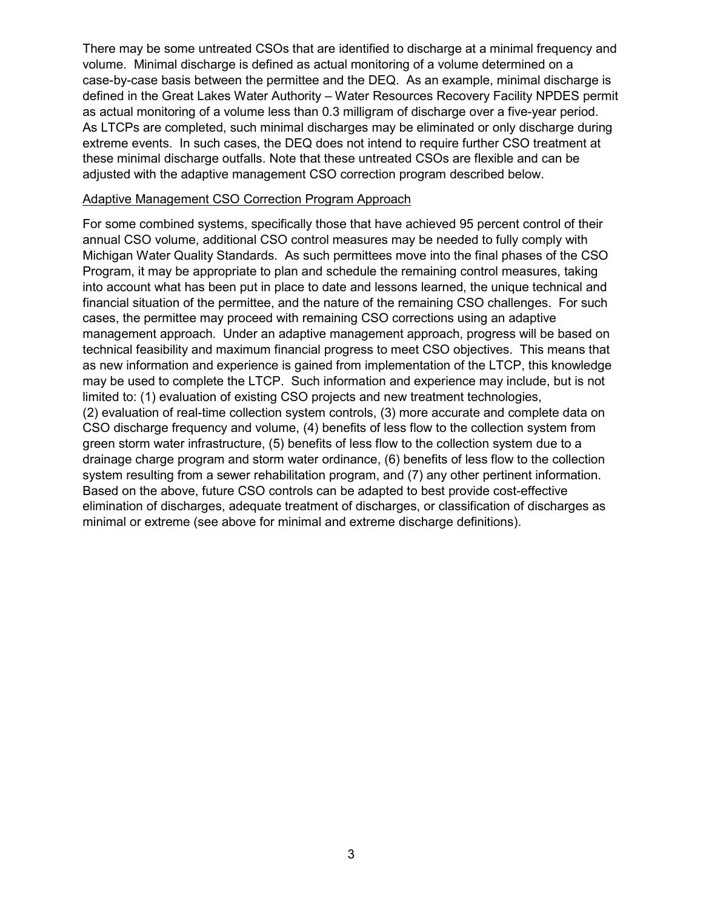There may be some untreated CSOs that are identified to discharge at a minimal frequency and volume. Minimal discharge is defined as actual monitoring of a volume determined on a case-by-case basis between the permittee and the DEQ. As an example, minimal discharge is defined in the Great Lakes Water Authority – Water Resources Recovery Facility NPDES permit as actual monitoring of a volume less than 0.3 milligram of discharge over a five-year period. As LTCPs are completed, such minimal discharges may be eliminated or only discharge during extreme events. In such cases, the DEQ does not intend to require further CSO treatment at these minimal discharge outfalls. Note that these untreated CSOs are flexible and can be adjusted with the adaptive management CSO correction program described below.

<u>Adaptive Management CSO Correction Program Approach</u>

For some combined systems, specifically those that have achieved 95 percent control of their annual CSO volume, additional CSO control measures may be needed to fully comply with Michigan Water Quality Standards. As such permittees move into the final phases of the CSO Program, it may be appropriate to plan and schedule the remaining control measures, taking into account what has been put in place to date and lessons learned, the unique technical and financial situation of the permittee, and the nature of the remaining CSO challenges. For such cases, the permittee may proceed with remaining CSO corrections using an adaptive management approach. Under an adaptive management approach, progress will be based on technical feasibility and maximum financial progress to meet CSO objectives. This means that as new information and experience is gained from implementation of the LTCP, this knowledge may be used to complete the LTCP. Such information and experience may include, but is not limited to: (1) evaluation of existing CSO projects and new treatment technologies, (2) evaluation of real-time collection system controls, (3) more accurate and complete data on CSO discharge frequency and volume, (4) benefits of less flow to the collection system from green storm water infrastructure, (5) benefits of less flow to the collection system due to a drainage charge program and storm water ordinance, (6) benefits of less flow to the collection system resulting from a sewer rehabilitation program, and (7) any other pertinent information. Based on the above, future CSO controls can be adapted to best provide cost-effective elimination of discharges, adequate treatment of discharges, or classification of discharges as minimal or extreme (see above for minimal and extreme discharge definitions).